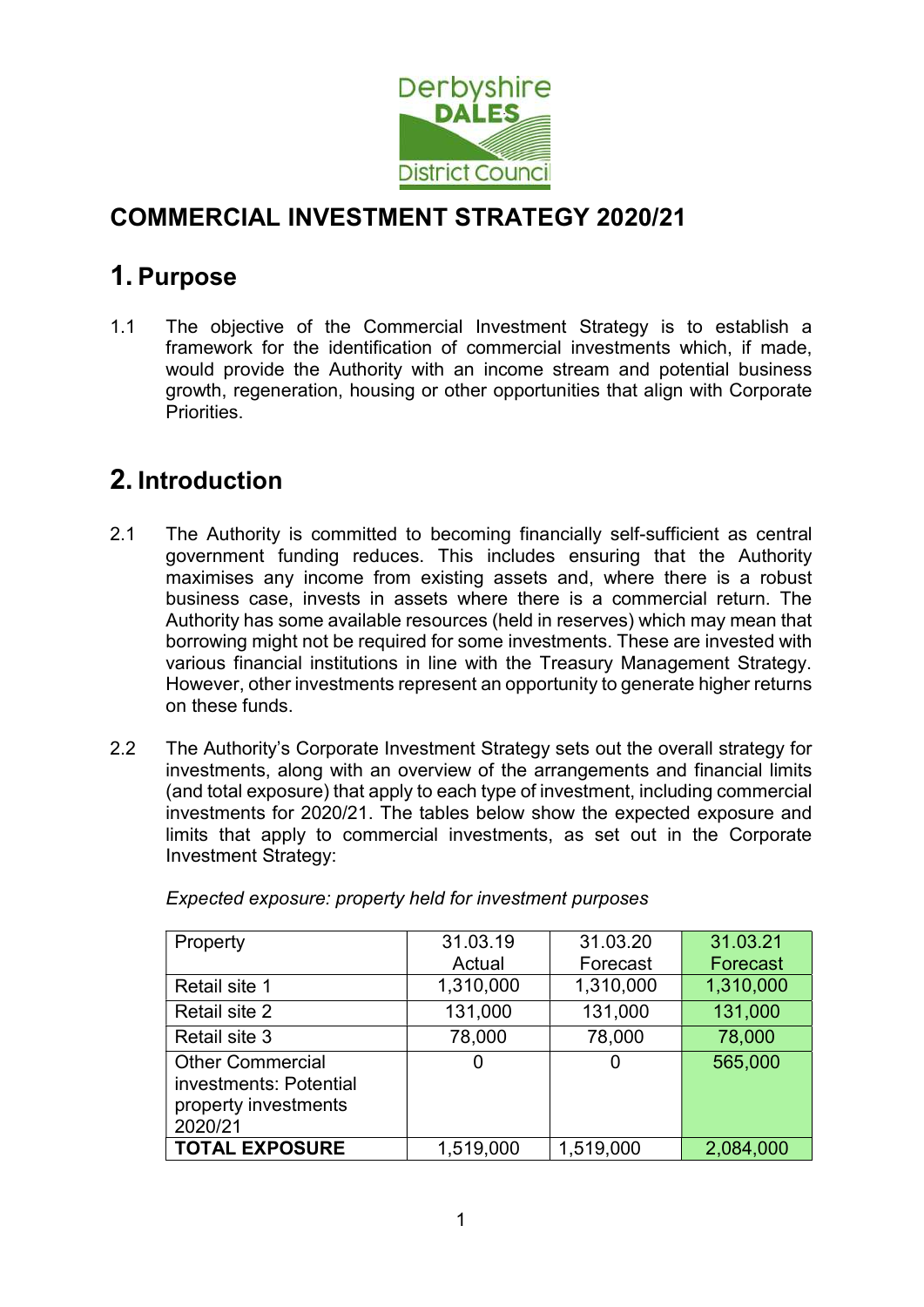# COMMERCIAL INVESTMENT STRATEGY 2020/21

## 1. Purpose

1.1 The objective of the Commercial Investment Strategy is to establish a framework for the identification of commercial investments which, if made, would provide the Authority with an income stream and potential business growth, regeneration, housing or other opportunities that align with Corporate Priorities.

## 2. Introduction

2.1 The Authority is committed to becoming financially self-sufficient as central government funding reduces. This includes ensuring that the Authority maximises any income from existing assets and, where there is a robust business case, invests in assets where there is a commercial return. The Authority has some available resources (held in reserves) which may mean that borrowing might not be required for some investments. These are invested with various financial institutions in line with the Treasury Management Strategy. However, other investments represent an opportunity to generate higher returns on these funds.

2.2 The Authority's Corporate Investment Strategy sets out the overall strategy for investments, along with an overview of the arrangements and financial limits (and total exposure) that apply to each type of investment, including commercial investments for 2020/21. The tables below show the expected exposure and limits that apply to commercial investments, as set out in the Corporate Investment Strategy:

*Expected exposure: property held for investment purposes*

| Property | 31.03.19 Actual | 31.03.20 Forecast | 31.03.21 Forecast |
|---|---|---|---|
| Retail site 1 | 1,310,000 | 1,310,000 | 1,310,000 |
| Retail site 2 | 131,000 | 131,000 | 131,000 |
| Retail site 3 | 78,000 | 78,000 | 78,000 |
| Other Commercial investments: Potential property investments 2020/21 | 0 | 0 | 565,000 |
| **TOTAL EXPOSURE** | 1,519,000 | 1,519,000 | 2,084,000 |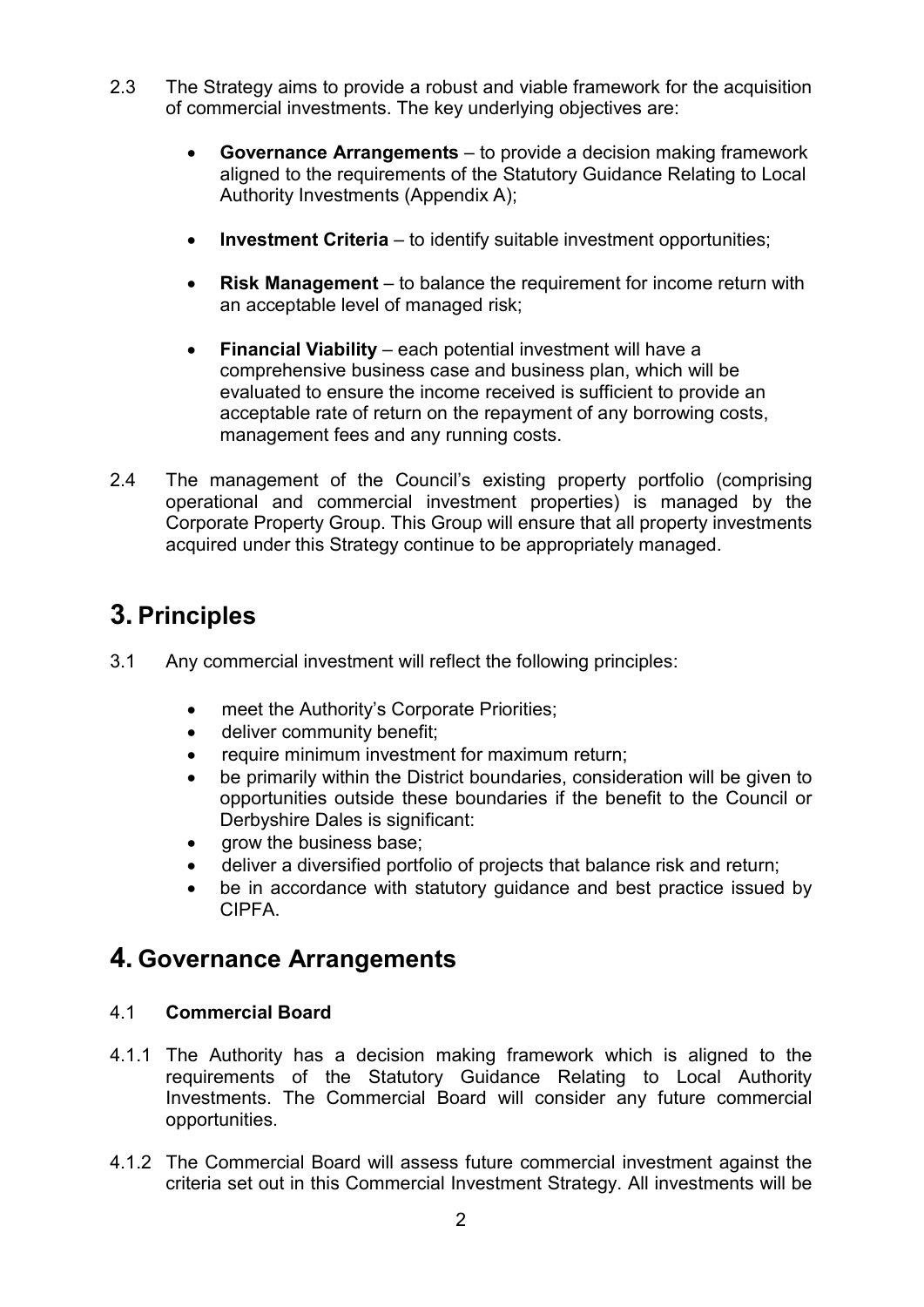2.3 The Strategy aims to provide a robust and viable framework for the acquisition of commercial investments. The key underlying objectives are:

- **Governance Arrangements** – to provide a decision making framework aligned to the requirements of the Statutory Guidance Relating to Local Authority Investments (Appendix A);
- **Investment Criteria** – to identify suitable investment opportunities;
- **Risk Management** – to balance the requirement for income return with an acceptable level of managed risk;
- **Financial Viability** – each potential investment will have a comprehensive business case and business plan, which will be evaluated to ensure the income received is sufficient to provide an acceptable rate of return on the repayment of any borrowing costs, management fees and any running costs.

2.4 The management of the Council's existing property portfolio (comprising operational and commercial investment properties) is managed by the Corporate Property Group. This Group will ensure that all property investments acquired under this Strategy continue to be appropriately managed.

# 3. Principles

3.1 Any commercial investment will reflect the following principles:

- meet the Authority's Corporate Priorities;
- deliver community benefit;
- require minimum investment for maximum return;
- be primarily within the District boundaries, consideration will be given to opportunities outside these boundaries if the benefit to the Council or Derbyshire Dales is significant:
- grow the business base;
- deliver a diversified portfolio of projects that balance risk and return;
- be in accordance with statutory guidance and best practice issued by CIPFA.

# 4. Governance Arrangements

## 4.1 Commercial Board

4.1.1 The Authority has a decision making framework which is aligned to the requirements of the Statutory Guidance Relating to Local Authority Investments. The Commercial Board will consider any future commercial opportunities.

4.1.2 The Commercial Board will assess future commercial investment against the criteria set out in this Commercial Investment Strategy. All investments will be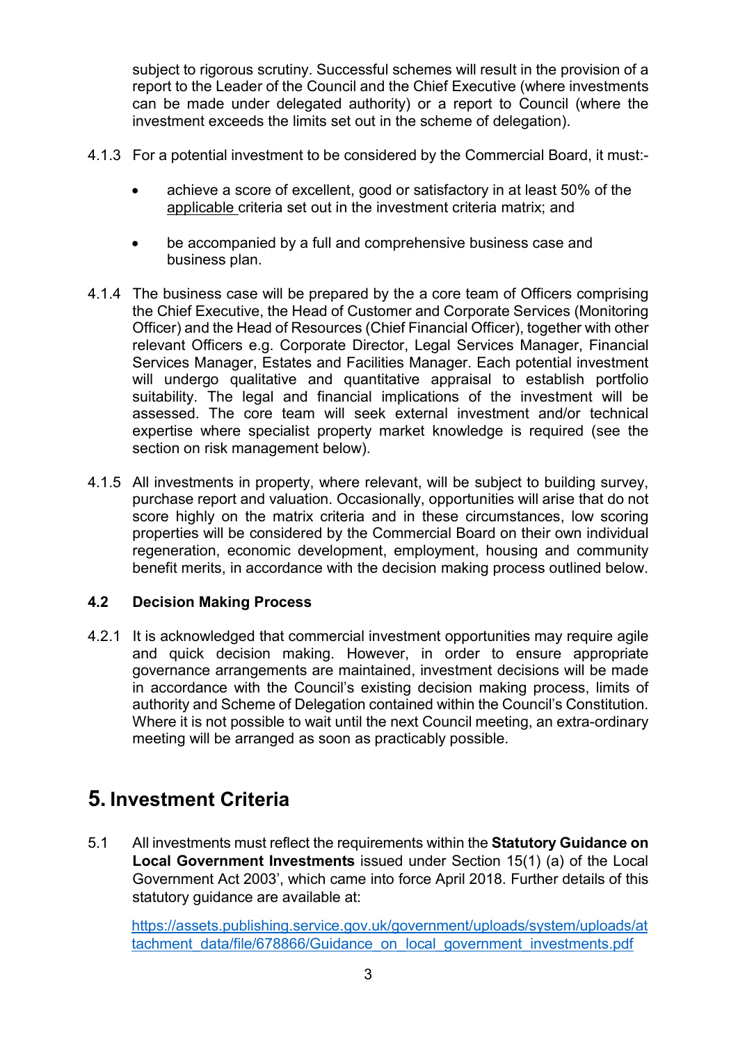subject to rigorous scrutiny. Successful schemes will result in the provision of a report to the Leader of the Council and the Chief Executive (where investments can be made under delegated authority) or a report to Council (where the investment exceeds the limits set out in the scheme of delegation).

4.1.3 For a potential investment to be considered by the Commercial Board, it must:-

- achieve a score of excellent, good or satisfactory in at least 50% of the applicable criteria set out in the investment criteria matrix; and
- be accompanied by a full and comprehensive business case and business plan.

4.1.4 The business case will be prepared by the a core team of Officers comprising the Chief Executive, the Head of Customer and Corporate Services (Monitoring Officer) and the Head of Resources (Chief Financial Officer), together with other relevant Officers e.g. Corporate Director, Legal Services Manager, Financial Services Manager, Estates and Facilities Manager. Each potential investment will undergo qualitative and quantitative appraisal to establish portfolio suitability. The legal and financial implications of the investment will be assessed. The core team will seek external investment and/or technical expertise where specialist property market knowledge is required (see the section on risk management below).

4.1.5 All investments in property, where relevant, will be subject to building survey, purchase report and valuation. Occasionally, opportunities will arise that do not score highly on the matrix criteria and in these circumstances, low scoring properties will be considered by the Commercial Board on their own individual regeneration, economic development, employment, housing and community benefit merits, in accordance with the decision making process outlined below.

### 4.2 Decision Making Process

4.2.1 It is acknowledged that commercial investment opportunities may require agile and quick decision making. However, in order to ensure appropriate governance arrangements are maintained, investment decisions will be made in accordance with the Council's existing decision making process, limits of authority and Scheme of Delegation contained within the Council's Constitution. Where it is not possible to wait until the next Council meeting, an extra-ordinary meeting will be arranged as soon as practicably possible.

# 5. Investment Criteria

5.1 All investments must reflect the requirements within the **Statutory Guidance on Local Government Investments** issued under Section 15(1) (a) of the Local Government Act 2003', which came into force April 2018. Further details of this statutory guidance are available at:

https://assets.publishing.service.gov.uk/government/uploads/system/uploads/attachment_data/file/678866/Guidance_on_local_government_investments.pdf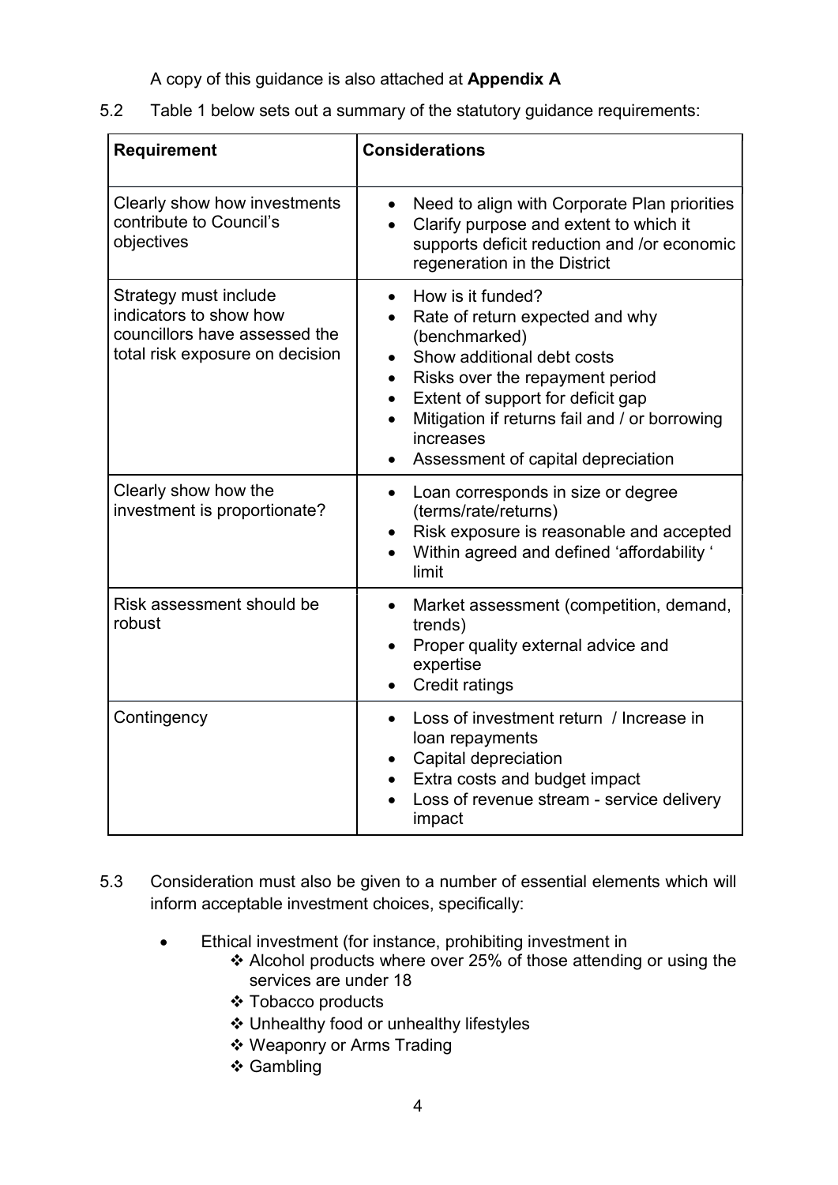A copy of this guidance is also attached at **Appendix A**

5.2 Table 1 below sets out a summary of the statutory guidance requirements:

| Requirement | Considerations |
| --- | --- |
| Clearly show how investments contribute to Council's objectives | • Need to align with Corporate Plan priorities<br>• Clarify purpose and extent to which it supports deficit reduction and /or economic regeneration in the District |
| Strategy must include indicators to show how councillors have assessed the total risk exposure on decision | • How is it funded?<br>• Rate of return expected and why (benchmarked)<br>• Show additional debt costs<br>• Risks over the repayment period<br>• Extent of support for deficit gap<br>• Mitigation if returns fail and / or borrowing increases<br>• Assessment of capital depreciation |
| Clearly show how the investment is proportionate? | • Loan corresponds in size or degree (terms/rate/returns)<br>• Risk exposure is reasonable and accepted<br>• Within agreed and defined 'affordability ' limit |
| Risk assessment should be robust | • Market assessment (competition, demand, trends)<br>• Proper quality external advice and expertise<br>• Credit ratings |
| Contingency | • Loss of investment return / Increase in loan repayments<br>• Capital depreciation<br>• Extra costs and budget impact<br>• Loss of revenue stream - service delivery impact |

5.3 Consideration must also be given to a number of essential elements which will inform acceptable investment choices, specifically:

- Ethical investment (for instance, prohibiting investment in
  - ❖ Alcohol products where over 25% of those attending or using the services are under 18
  - ❖ Tobacco products
  - ❖ Unhealthy food or unhealthy lifestyles
  - ❖ Weaponry or Arms Trading
  - ❖ Gambling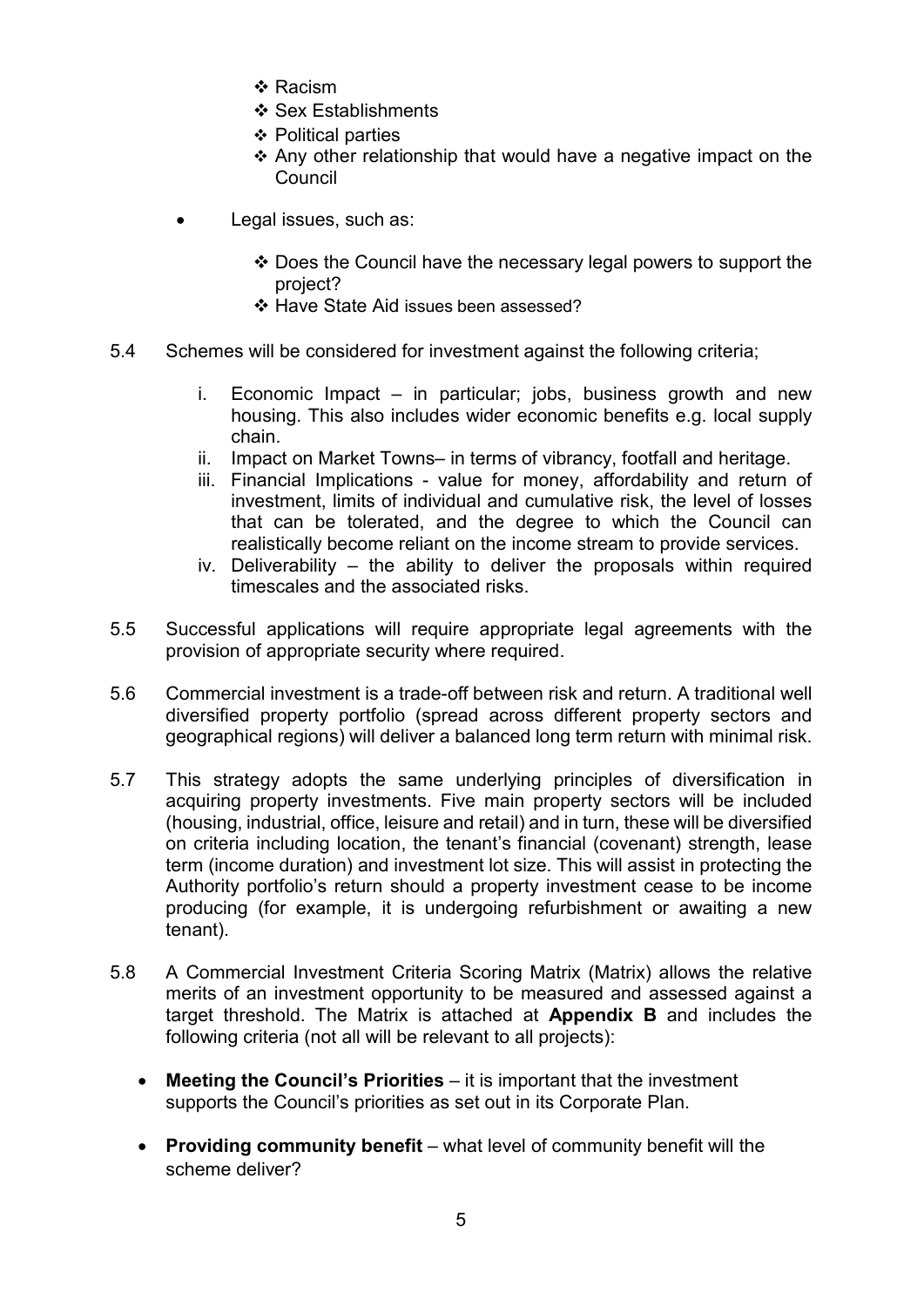- ❖ Racism
  - ❖ Sex Establishments
  - ❖ Political parties
  - ❖ Any other relationship that would have a negative impact on the Council

- Legal issues, such as:

  - ❖ Does the Council have the necessary legal powers to support the project?
  - ❖ Have State Aid issues been assessed?

5.4 Schemes will be considered for investment against the following criteria;

   i. Economic Impact – in particular; jobs, business growth and new housing. This also includes wider economic benefits e.g. local supply chain.
   ii. Impact on Market Towns– in terms of vibrancy, footfall and heritage.
   iii. Financial Implications - value for money, affordability and return of investment, limits of individual and cumulative risk, the level of losses that can be tolerated, and the degree to which the Council can realistically become reliant on the income stream to provide services.
   iv. Deliverability – the ability to deliver the proposals within required timescales and the associated risks.

5.5 Successful applications will require appropriate legal agreements with the provision of appropriate security where required.

5.6 Commercial investment is a trade-off between risk and return. A traditional well diversified property portfolio (spread across different property sectors and geographical regions) will deliver a balanced long term return with minimal risk.

5.7 This strategy adopts the same underlying principles of diversification in acquiring property investments. Five main property sectors will be included (housing, industrial, office, leisure and retail) and in turn, these will be diversified on criteria including location, the tenant's financial (covenant) strength, lease term (income duration) and investment lot size. This will assist in protecting the Authority portfolio's return should a property investment cease to be income producing (for example, it is undergoing refurbishment or awaiting a new tenant).

5.8 A Commercial Investment Criteria Scoring Matrix (Matrix) allows the relative merits of an investment opportunity to be measured and assessed against a target threshold. The Matrix is attached at **Appendix B** and includes the following criteria (not all will be relevant to all projects):

- **Meeting the Council's Priorities** – it is important that the investment supports the Council's priorities as set out in its Corporate Plan.

- **Providing community benefit** – what level of community benefit will the scheme deliver?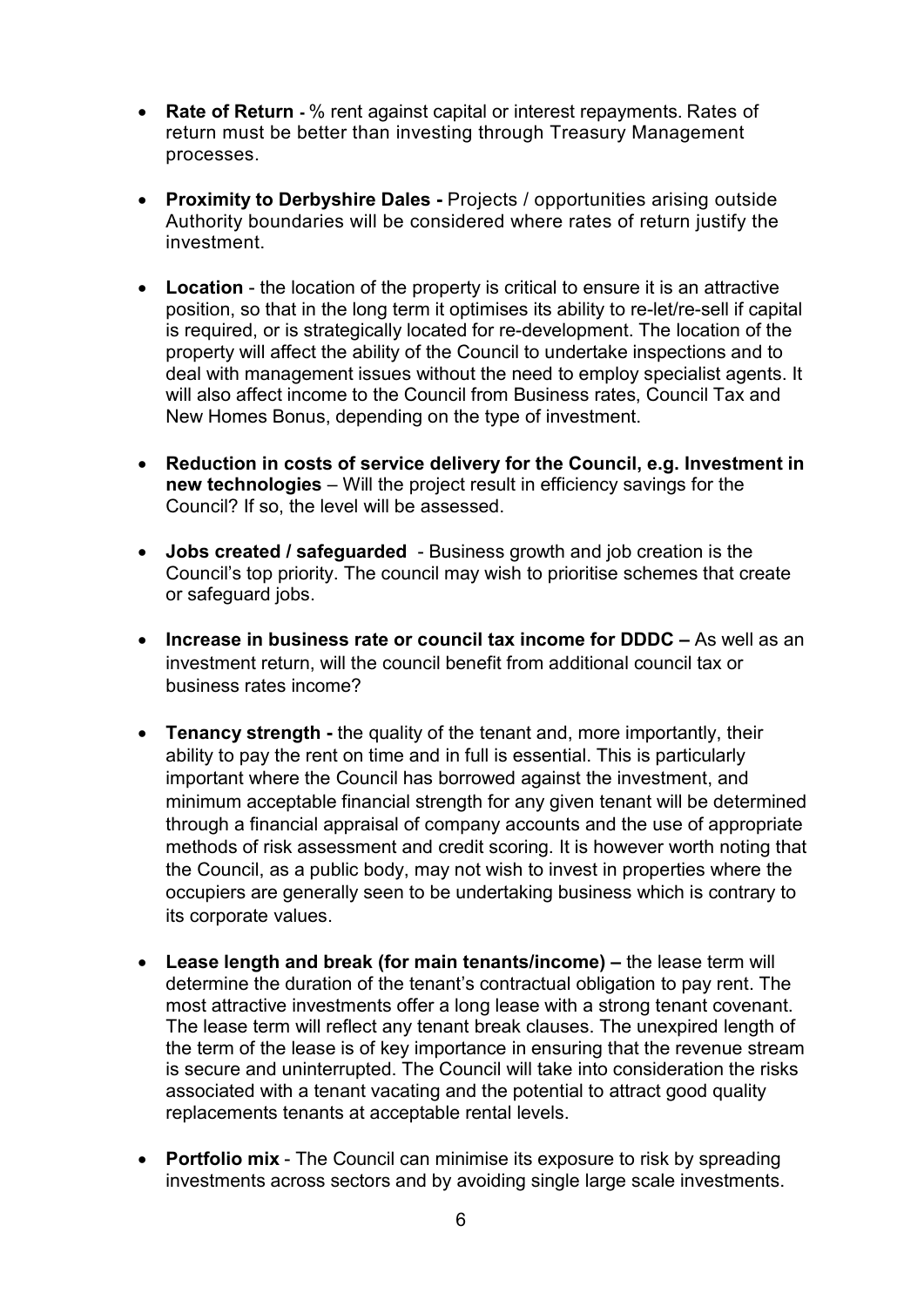- **Rate of Return -** % rent against capital or interest repayments. Rates of return must be better than investing through Treasury Management processes.

- **Proximity to Derbyshire Dales -** Projects / opportunities arising outside Authority boundaries will be considered where rates of return justify the investment.

- **Location** - the location of the property is critical to ensure it is an attractive position, so that in the long term it optimises its ability to re-let/re-sell if capital is required, or is strategically located for re-development. The location of the property will affect the ability of the Council to undertake inspections and to deal with management issues without the need to employ specialist agents. It will also affect income to the Council from Business rates, Council Tax and New Homes Bonus, depending on the type of investment.

- **Reduction in costs of service delivery for the Council, e.g. Investment in new technologies** – Will the project result in efficiency savings for the Council? If so, the level will be assessed.

- **Jobs created / safeguarded** - Business growth and job creation is the Council's top priority. The council may wish to prioritise schemes that create or safeguard jobs.

- **Increase in business rate or council tax income for DDDC –** As well as an investment return, will the council benefit from additional council tax or business rates income?

- **Tenancy strength -** the quality of the tenant and, more importantly, their ability to pay the rent on time and in full is essential. This is particularly important where the Council has borrowed against the investment, and minimum acceptable financial strength for any given tenant will be determined through a financial appraisal of company accounts and the use of appropriate methods of risk assessment and credit scoring. It is however worth noting that the Council, as a public body, may not wish to invest in properties where the occupiers are generally seen to be undertaking business which is contrary to its corporate values.

- **Lease length and break (for main tenants/income) –** the lease term will determine the duration of the tenant's contractual obligation to pay rent. The most attractive investments offer a long lease with a strong tenant covenant. The lease term will reflect any tenant break clauses. The unexpired length of the term of the lease is of key importance in ensuring that the revenue stream is secure and uninterrupted. The Council will take into consideration the risks associated with a tenant vacating and the potential to attract good quality replacements tenants at acceptable rental levels.

- **Portfolio mix** - The Council can minimise its exposure to risk by spreading investments across sectors and by avoiding single large scale investments.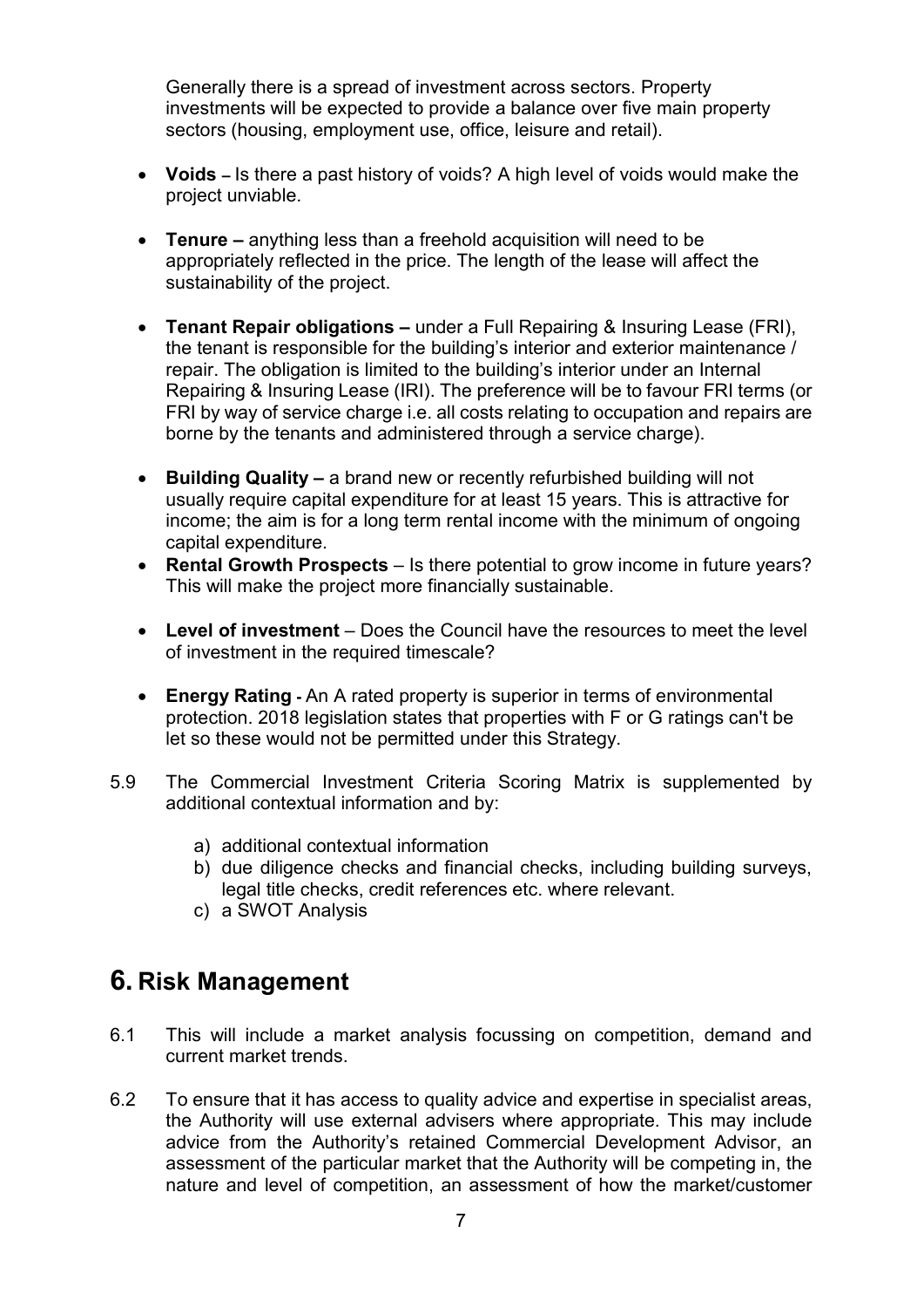Generally there is a spread of investment across sectors. Property investments will be expected to provide a balance over five main property sectors (housing, employment use, office, leisure and retail).

- **Voids –** Is there a past history of voids? A high level of voids would make the project unviable.

- **Tenure –** anything less than a freehold acquisition will need to be appropriately reflected in the price. The length of the lease will affect the sustainability of the project.

- **Tenant Repair obligations –** under a Full Repairing & Insuring Lease (FRI), the tenant is responsible for the building's interior and exterior maintenance / repair. The obligation is limited to the building's interior under an Internal Repairing & Insuring Lease (IRI). The preference will be to favour FRI terms (or FRI by way of service charge i.e. all costs relating to occupation and repairs are borne by the tenants and administered through a service charge).

- **Building Quality –** a brand new or recently refurbished building will not usually require capital expenditure for at least 15 years. This is attractive for income; the aim is for a long term rental income with the minimum of ongoing capital expenditure.
- **Rental Growth Prospects** – Is there potential to grow income in future years? This will make the project more financially sustainable.

- **Level of investment** – Does the Council have the resources to meet the level of investment in the required timescale?

- **Energy Rating -** An A rated property is superior in terms of environmental protection. 2018 legislation states that properties with F or G ratings can't be let so these would not be permitted under this Strategy.

5.9 The Commercial Investment Criteria Scoring Matrix is supplemented by additional contextual information and by:

   a) additional contextual information
   b) due diligence checks and financial checks, including building surveys, legal title checks, credit references etc. where relevant.
   c) a SWOT Analysis

# 6. Risk Management

6.1 This will include a market analysis focussing on competition, demand and current market trends.

6.2 To ensure that it has access to quality advice and expertise in specialist areas, the Authority will use external advisers where appropriate. This may include advice from the Authority's retained Commercial Development Advisor, an assessment of the particular market that the Authority will be competing in, the nature and level of competition, an assessment of how the market/customer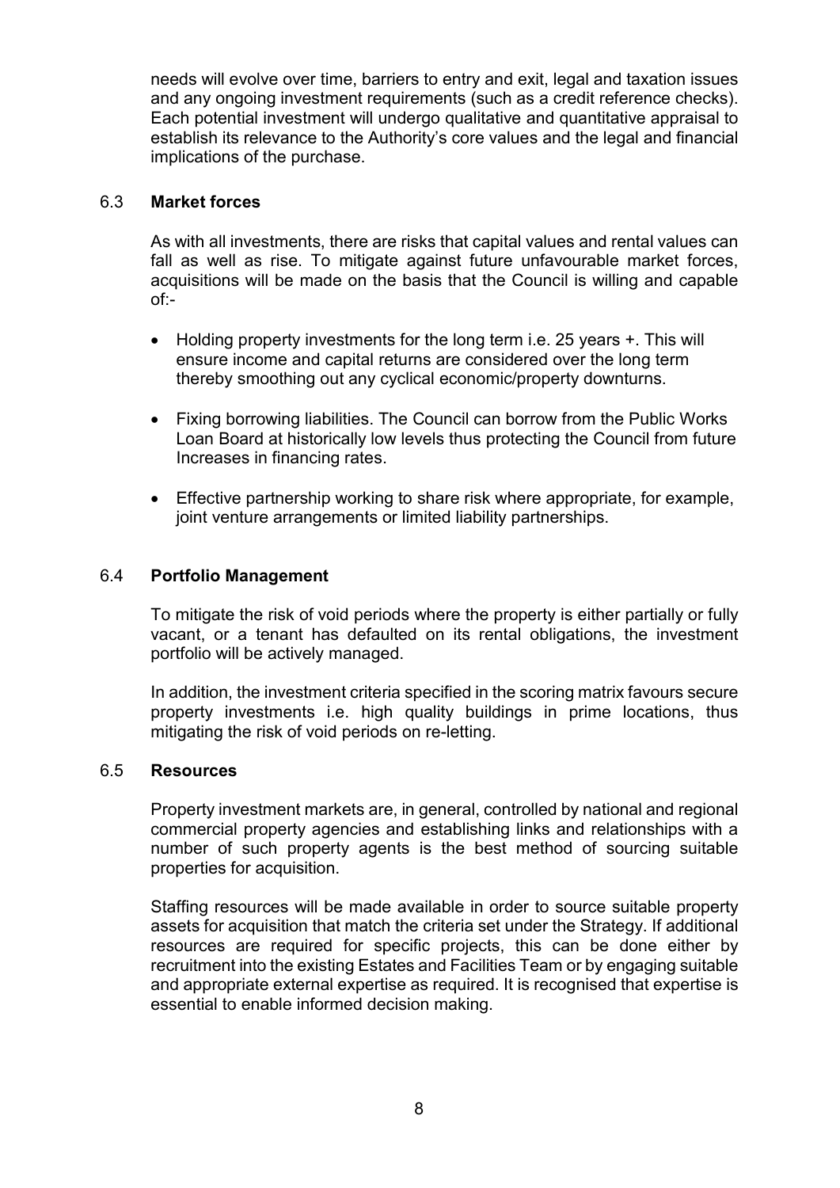needs will evolve over time, barriers to entry and exit, legal and taxation issues and any ongoing investment requirements (such as a credit reference checks). Each potential investment will undergo qualitative and quantitative appraisal to establish its relevance to the Authority's core values and the legal and financial implications of the purchase.

### 6.3 Market forces

As with all investments, there are risks that capital values and rental values can fall as well as rise. To mitigate against future unfavourable market forces, acquisitions will be made on the basis that the Council is willing and capable of:-

- Holding property investments for the long term i.e. 25 years +. This will ensure income and capital returns are considered over the long term thereby smoothing out any cyclical economic/property downturns.
- Fixing borrowing liabilities. The Council can borrow from the Public Works Loan Board at historically low levels thus protecting the Council from future Increases in financing rates.
- Effective partnership working to share risk where appropriate, for example, joint venture arrangements or limited liability partnerships.

### 6.4 Portfolio Management

To mitigate the risk of void periods where the property is either partially or fully vacant, or a tenant has defaulted on its rental obligations, the investment portfolio will be actively managed.

In addition, the investment criteria specified in the scoring matrix favours secure property investments i.e. high quality buildings in prime locations, thus mitigating the risk of void periods on re-letting.

### 6.5 Resources

Property investment markets are, in general, controlled by national and regional commercial property agencies and establishing links and relationships with a number of such property agents is the best method of sourcing suitable properties for acquisition.

Staffing resources will be made available in order to source suitable property assets for acquisition that match the criteria set under the Strategy. If additional resources are required for specific projects, this can be done either by recruitment into the existing Estates and Facilities Team or by engaging suitable and appropriate external expertise as required. It is recognised that expertise is essential to enable informed decision making.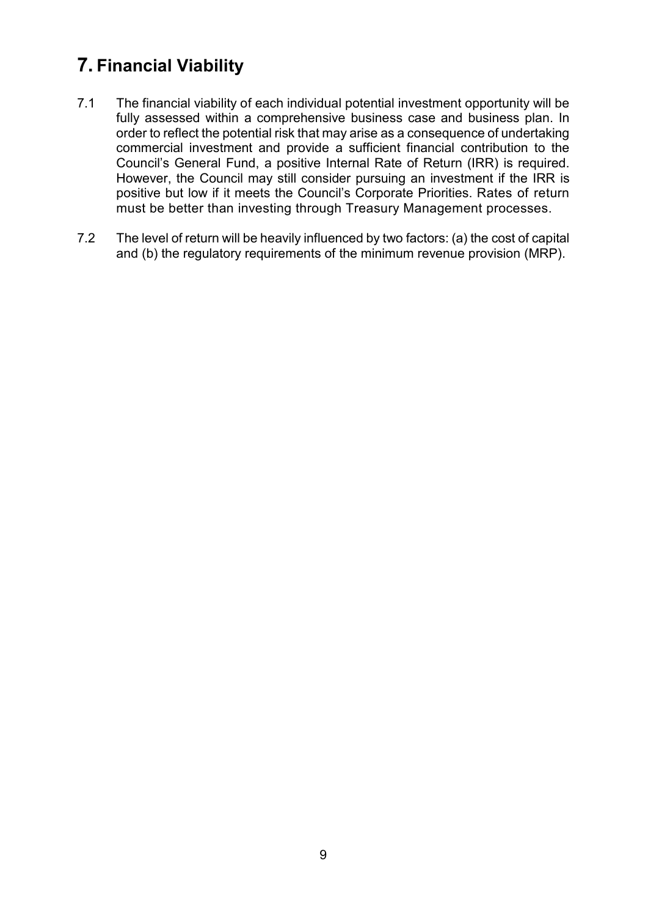# 7. Financial Viability

7.1 The financial viability of each individual potential investment opportunity will be fully assessed within a comprehensive business case and business plan. In order to reflect the potential risk that may arise as a consequence of undertaking commercial investment and provide a sufficient financial contribution to the Council's General Fund, a positive Internal Rate of Return (IRR) is required. However, the Council may still consider pursuing an investment if the IRR is positive but low if it meets the Council's Corporate Priorities. Rates of return must be better than investing through Treasury Management processes.

7.2 The level of return will be heavily influenced by two factors: (a) the cost of capital and (b) the regulatory requirements of the minimum revenue provision (MRP).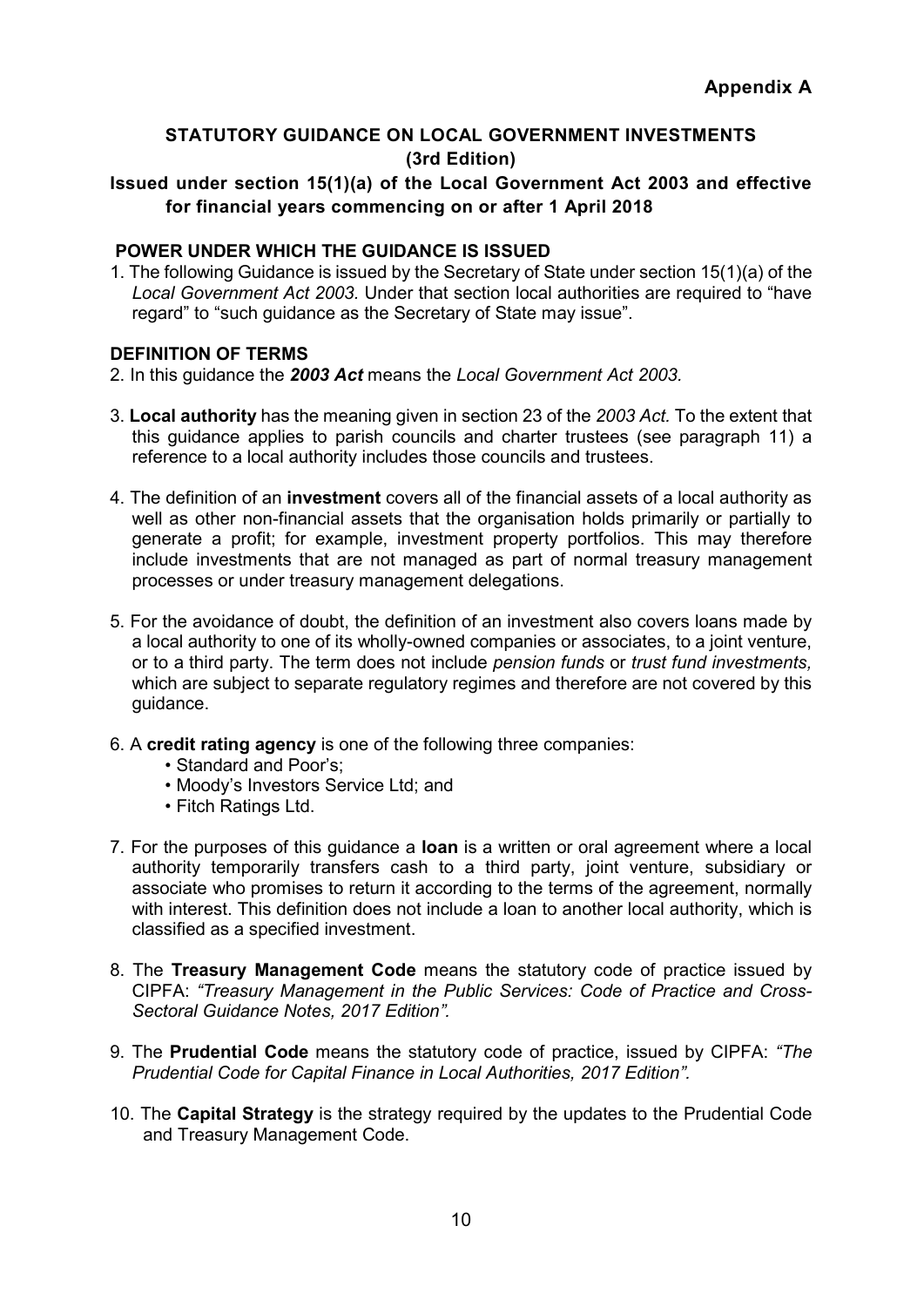**Appendix A**

# STATUTORY GUIDANCE ON LOCAL GOVERNMENT INVESTMENTS (3rd Edition)

## Issued under section 15(1)(a) of the Local Government Act 2003 and effective for financial years commencing on or after 1 April 2018

### POWER UNDER WHICH THE GUIDANCE IS ISSUED

1. The following Guidance is issued by the Secretary of State under section 15(1)(a) of the *Local Government Act 2003.* Under that section local authorities are required to "have regard" to "such guidance as the Secretary of State may issue".

### DEFINITION OF TERMS

2. In this guidance the ***2003 Act*** means the *Local Government Act 2003.*

3. **Local authority** has the meaning given in section 23 of the *2003 Act.* To the extent that this guidance applies to parish councils and charter trustees (see paragraph 11) a reference to a local authority includes those councils and trustees.

4. The definition of an **investment** covers all of the financial assets of a local authority as well as other non-financial assets that the organisation holds primarily or partially to generate a profit; for example, investment property portfolios. This may therefore include investments that are not managed as part of normal treasury management processes or under treasury management delegations.

5. For the avoidance of doubt, the definition of an investment also covers loans made by a local authority to one of its wholly-owned companies or associates, to a joint venture, or to a third party. The term does not include *pension funds* or *trust fund investments,* which are subject to separate regulatory regimes and therefore are not covered by this guidance.

6. A **credit rating agency** is one of the following three companies:
   - Standard and Poor's;
   - Moody's Investors Service Ltd; and
   - Fitch Ratings Ltd.

7. For the purposes of this guidance a **loan** is a written or oral agreement where a local authority temporarily transfers cash to a third party, joint venture, subsidiary or associate who promises to return it according to the terms of the agreement, normally with interest. This definition does not include a loan to another local authority, which is classified as a specified investment.

8. The **Treasury Management Code** means the statutory code of practice issued by CIPFA: *"Treasury Management in the Public Services: Code of Practice and Cross-Sectoral Guidance Notes, 2017 Edition".*

9. The **Prudential Code** means the statutory code of practice, issued by CIPFA: *"The Prudential Code for Capital Finance in Local Authorities, 2017 Edition".*

10. The **Capital Strategy** is the strategy required by the updates to the Prudential Code and Treasury Management Code.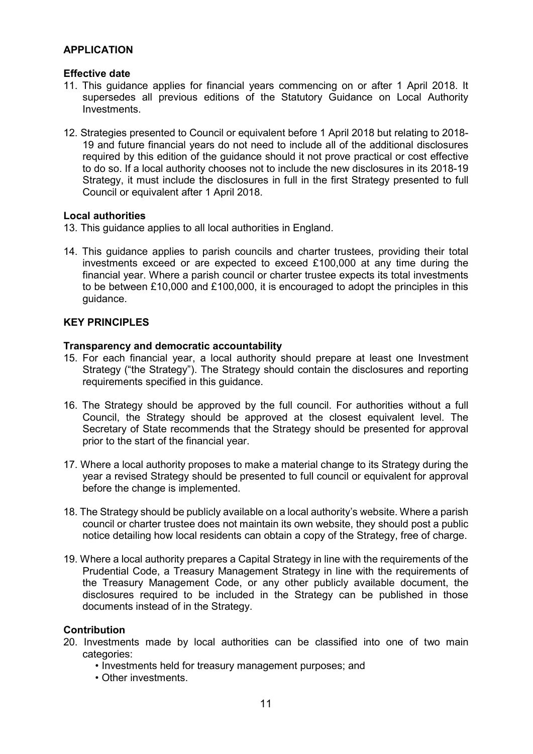## APPLICATION

### Effective date

11. This guidance applies for financial years commencing on or after 1 April 2018. It supersedes all previous editions of the Statutory Guidance on Local Authority Investments.

12. Strategies presented to Council or equivalent before 1 April 2018 but relating to 2018-19 and future financial years do not need to include all of the additional disclosures required by this edition of the guidance should it not prove practical or cost effective to do so. If a local authority chooses not to include the new disclosures in its 2018-19 Strategy, it must include the disclosures in full in the first Strategy presented to full Council or equivalent after 1 April 2018.

### Local authorities

13. This guidance applies to all local authorities in England.

14. This guidance applies to parish councils and charter trustees, providing their total investments exceed or are expected to exceed £100,000 at any time during the financial year. Where a parish council or charter trustee expects its total investments to be between £10,000 and £100,000, it is encouraged to adopt the principles in this guidance.

## KEY PRINCIPLES

### Transparency and democratic accountability

15. For each financial year, a local authority should prepare at least one Investment Strategy ("the Strategy"). The Strategy should contain the disclosures and reporting requirements specified in this guidance.

16. The Strategy should be approved by the full council. For authorities without a full Council, the Strategy should be approved at the closest equivalent level. The Secretary of State recommends that the Strategy should be presented for approval prior to the start of the financial year.

17. Where a local authority proposes to make a material change to its Strategy during the year a revised Strategy should be presented to full council or equivalent for approval before the change is implemented.

18. The Strategy should be publicly available on a local authority's website. Where a parish council or charter trustee does not maintain its own website, they should post a public notice detailing how local residents can obtain a copy of the Strategy, free of charge.

19. Where a local authority prepares a Capital Strategy in line with the requirements of the Prudential Code, a Treasury Management Strategy in line with the requirements of the Treasury Management Code, or any other publicly available document, the disclosures required to be included in the Strategy can be published in those documents instead of in the Strategy.

### Contribution

20. Investments made by local authorities can be classified into one of two main categories:
    - Investments held for treasury management purposes; and
    - Other investments.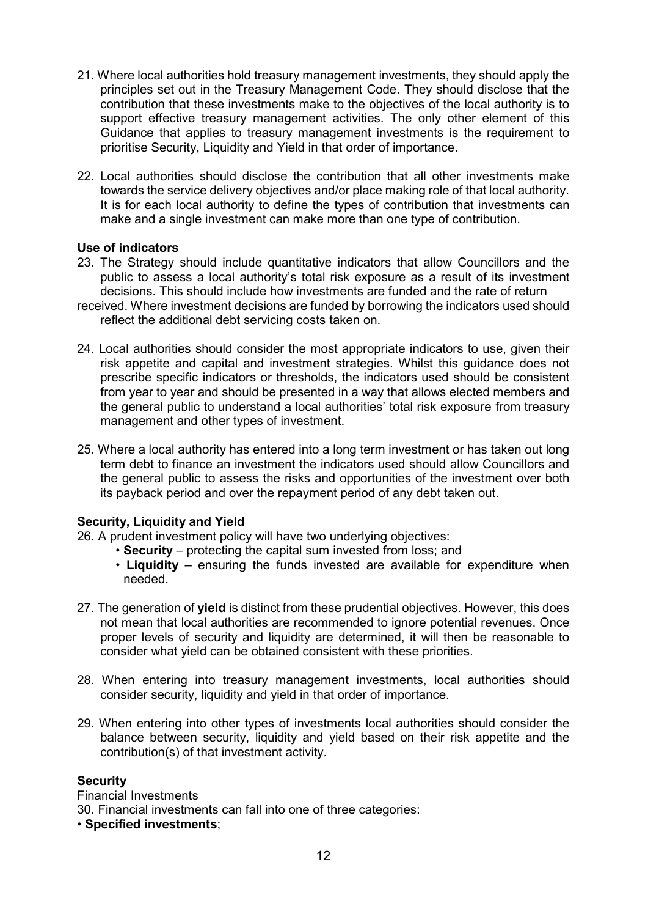21. Where local authorities hold treasury management investments, they should apply the principles set out in the Treasury Management Code. They should disclose that the contribution that these investments make to the objectives of the local authority is to support effective treasury management activities. The only other element of this Guidance that applies to treasury management investments is the requirement to prioritise Security, Liquidity and Yield in that order of importance.

22. Local authorities should disclose the contribution that all other investments make towards the service delivery objectives and/or place making role of that local authority. It is for each local authority to define the types of contribution that investments can make and a single investment can make more than one type of contribution.

**Use of indicators**

23. The Strategy should include quantitative indicators that allow Councillors and the public to assess a local authority's total risk exposure as a result of its investment decisions. This should include how investments are funded and the rate of return received. Where investment decisions are funded by borrowing the indicators used should reflect the additional debt servicing costs taken on.

24. Local authorities should consider the most appropriate indicators to use, given their risk appetite and capital and investment strategies. Whilst this guidance does not prescribe specific indicators or thresholds, the indicators used should be consistent from year to year and should be presented in a way that allows elected members and the general public to understand a local authorities' total risk exposure from treasury management and other types of investment.

25. Where a local authority has entered into a long term investment or has taken out long term debt to finance an investment the indicators used should allow Councillors and the general public to assess the risks and opportunities of the investment over both its payback period and over the repayment period of any debt taken out.

**Security, Liquidity and Yield**

26. A prudent investment policy will have two underlying objectives:
    - **Security** – protecting the capital sum invested from loss; and
    - **Liquidity** – ensuring the funds invested are available for expenditure when needed.

27. The generation of **yield** is distinct from these prudential objectives. However, this does not mean that local authorities are recommended to ignore potential revenues. Once proper levels of security and liquidity are determined, it will then be reasonable to consider what yield can be obtained consistent with these priorities.

28. When entering into treasury management investments, local authorities should consider security, liquidity and yield in that order of importance.

29. When entering into other types of investments local authorities should consider the balance between security, liquidity and yield based on their risk appetite and the contribution(s) of that investment activity.

**Security**

Financial Investments

30. Financial investments can fall into one of three categories:

- **Specified investments**;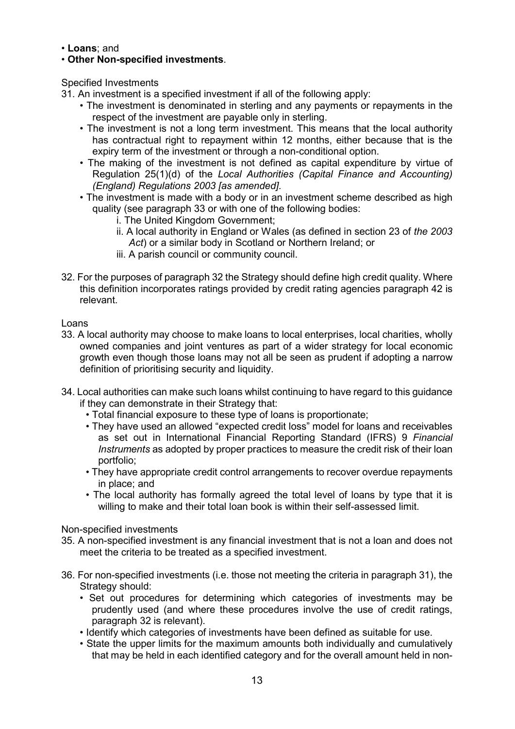- **Loans**; and
- **Other Non-specified investments**.

Specified Investments

31. An investment is a specified investment if all of the following apply:
    - The investment is denominated in sterling and any payments or repayments in the respect of the investment are payable only in sterling.
    - The investment is not a long term investment. This means that the local authority has contractual right to repayment within 12 months, either because that is the expiry term of the investment or through a non-conditional option.
    - The making of the investment is not defined as capital expenditure by virtue of Regulation 25(1)(d) of the *Local Authorities (Capital Finance and Accounting) (England) Regulations 2003 [as amended].*
    - The investment is made with a body or in an investment scheme described as high quality (see paragraph 33 or with one of the following bodies:
        i. The United Kingdom Government;
        ii. A local authority in England or Wales (as defined in section 23 of *the 2003 Act*) or a similar body in Scotland or Northern Ireland; or
        iii. A parish council or community council.

32. For the purposes of paragraph 32 the Strategy should define high credit quality. Where this definition incorporates ratings provided by credit rating agencies paragraph 42 is relevant.

Loans

33. A local authority may choose to make loans to local enterprises, local charities, wholly owned companies and joint ventures as part of a wider strategy for local economic growth even though those loans may not all be seen as prudent if adopting a narrow definition of prioritising security and liquidity.

34. Local authorities can make such loans whilst continuing to have regard to this guidance if they can demonstrate in their Strategy that:
    - Total financial exposure to these type of loans is proportionate;
    - They have used an allowed "expected credit loss" model for loans and receivables as set out in International Financial Reporting Standard (IFRS) 9 *Financial Instruments* as adopted by proper practices to measure the credit risk of their loan portfolio;
    - They have appropriate credit control arrangements to recover overdue repayments in place; and
    - The local authority has formally agreed the total level of loans by type that it is willing to make and their total loan book is within their self-assessed limit.

Non-specified investments

35. A non-specified investment is any financial investment that is not a loan and does not meet the criteria to be treated as a specified investment.

36. For non-specified investments (i.e. those not meeting the criteria in paragraph 31), the Strategy should:
    - Set out procedures for determining which categories of investments may be prudently used (and where these procedures involve the use of credit ratings, paragraph 32 is relevant).
    - Identify which categories of investments have been defined as suitable for use.
    - State the upper limits for the maximum amounts both individually and cumulatively that may be held in each identified category and for the overall amount held in non-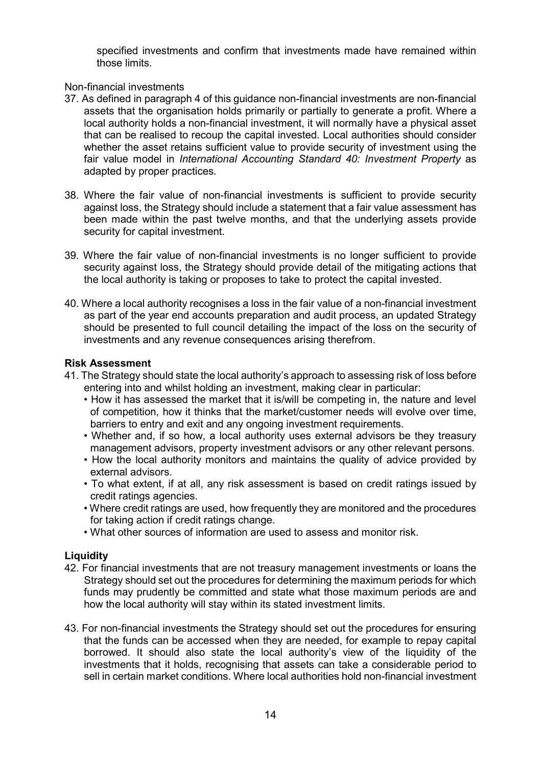specified investments and confirm that investments made have remained within those limits.

Non-financial investments

37. As defined in paragraph 4 of this guidance non-financial investments are non-financial assets that the organisation holds primarily or partially to generate a profit. Where a local authority holds a non-financial investment, it will normally have a physical asset that can be realised to recoup the capital invested. Local authorities should consider whether the asset retains sufficient value to provide security of investment using the fair value model in *International Accounting Standard 40: Investment Property* as adapted by proper practices.

38. Where the fair value of non-financial investments is sufficient to provide security against loss, the Strategy should include a statement that a fair value assessment has been made within the past twelve months, and that the underlying assets provide security for capital investment.

39. Where the fair value of non-financial investments is no longer sufficient to provide security against loss, the Strategy should provide detail of the mitigating actions that the local authority is taking or proposes to take to protect the capital invested.

40. Where a local authority recognises a loss in the fair value of a non-financial investment as part of the year end accounts preparation and audit process, an updated Strategy should be presented to full council detailing the impact of the loss on the security of investments and any revenue consequences arising therefrom.

**Risk Assessment**

41. The Strategy should state the local authority's approach to assessing risk of loss before entering into and whilst holding an investment, making clear in particular:
    - How it has assessed the market that it is/will be competing in, the nature and level of competition, how it thinks that the market/customer needs will evolve over time, barriers to entry and exit and any ongoing investment requirements.
    - Whether and, if so how, a local authority uses external advisors be they treasury management advisors, property investment advisors or any other relevant persons.
    - How the local authority monitors and maintains the quality of advice provided by external advisors.
    - To what extent, if at all, any risk assessment is based on credit ratings issued by credit ratings agencies.
    - Where credit ratings are used, how frequently they are monitored and the procedures for taking action if credit ratings change.
    - What other sources of information are used to assess and monitor risk.

**Liquidity**

42. For financial investments that are not treasury management investments or loans the Strategy should set out the procedures for determining the maximum periods for which funds may prudently be committed and state what those maximum periods are and how the local authority will stay within its stated investment limits.

43. For non-financial investments the Strategy should set out the procedures for ensuring that the funds can be accessed when they are needed, for example to repay capital borrowed. It should also state the local authority's view of the liquidity of the investments that it holds, recognising that assets can take a considerable period to sell in certain market conditions. Where local authorities hold non-financial investment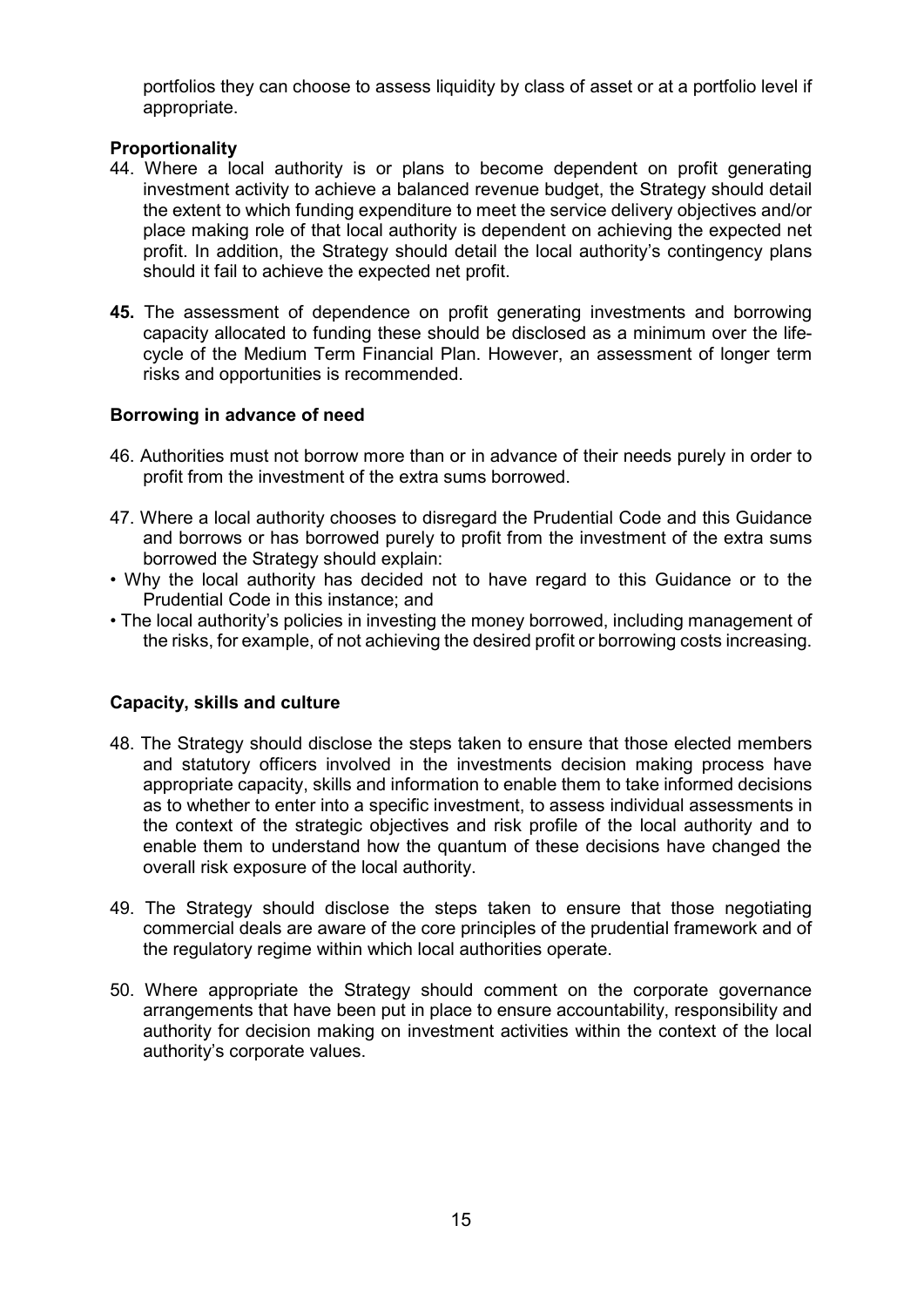portfolios they can choose to assess liquidity by class of asset or at a portfolio level if appropriate.

**Proportionality**

44. Where a local authority is or plans to become dependent on profit generating investment activity to achieve a balanced revenue budget, the Strategy should detail the extent to which funding expenditure to meet the service delivery objectives and/or place making role of that local authority is dependent on achieving the expected net profit. In addition, the Strategy should detail the local authority's contingency plans should it fail to achieve the expected net profit.

**45.** The assessment of dependence on profit generating investments and borrowing capacity allocated to funding these should be disclosed as a minimum over the life-cycle of the Medium Term Financial Plan. However, an assessment of longer term risks and opportunities is recommended.

**Borrowing in advance of need**

46. Authorities must not borrow more than or in advance of their needs purely in order to profit from the investment of the extra sums borrowed.

47. Where a local authority chooses to disregard the Prudential Code and this Guidance and borrows or has borrowed purely to profit from the investment of the extra sums borrowed the Strategy should explain:

- Why the local authority has decided not to have regard to this Guidance or to the Prudential Code in this instance; and
- The local authority's policies in investing the money borrowed, including management of the risks, for example, of not achieving the desired profit or borrowing costs increasing.

**Capacity, skills and culture**

48. The Strategy should disclose the steps taken to ensure that those elected members and statutory officers involved in the investments decision making process have appropriate capacity, skills and information to enable them to take informed decisions as to whether to enter into a specific investment, to assess individual assessments in the context of the strategic objectives and risk profile of the local authority and to enable them to understand how the quantum of these decisions have changed the overall risk exposure of the local authority.

49. The Strategy should disclose the steps taken to ensure that those negotiating commercial deals are aware of the core principles of the prudential framework and of the regulatory regime within which local authorities operate.

50. Where appropriate the Strategy should comment on the corporate governance arrangements that have been put in place to ensure accountability, responsibility and authority for decision making on investment activities within the context of the local authority's corporate values.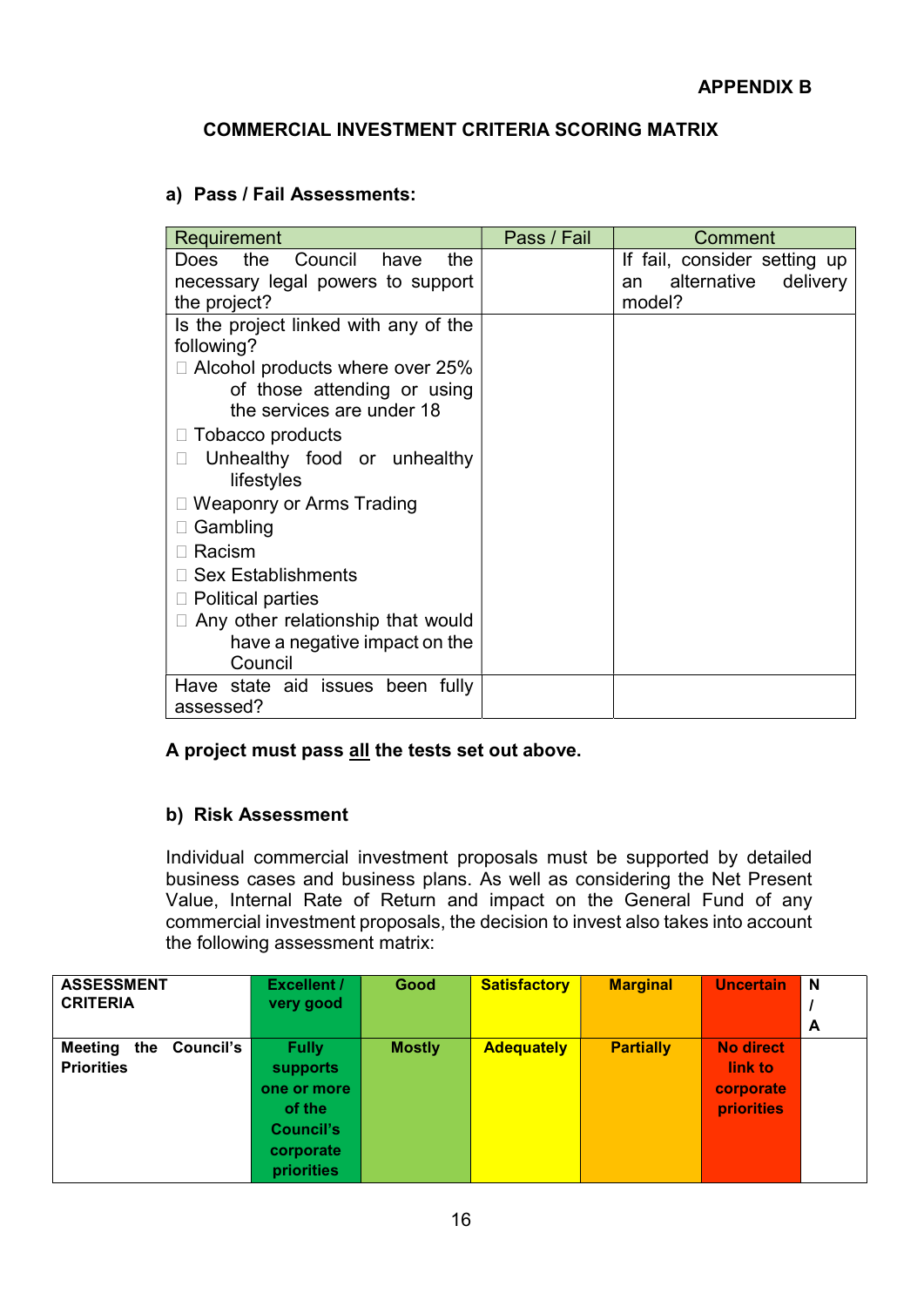**APPENDIX B**

## COMMERCIAL INVESTMENT CRITERIA SCORING MATRIX

### a) Pass / Fail Assessments:

| Requirement | Pass / Fail | Comment |
|---|---|---|
| Does the Council have the necessary legal powers to support the project? | | If fail, consider setting up an alternative delivery model? |
| Is the project linked with any of the following?<br>☐ Alcohol products where over 25% of those attending or using the services are under 18<br>☐ Tobacco products<br>☐ Unhealthy food or unhealthy lifestyles<br>☐ Weaponry or Arms Trading<br>☐ Gambling<br>☐ Racism<br>☐ Sex Establishments<br>☐ Political parties<br>☐ Any other relationship that would have a negative impact on the Council | | |
| Have state aid issues been fully assessed? | | |

**A project must pass <u>all</u> the tests set out above.**

### b) Risk Assessment

Individual commercial investment proposals must be supported by detailed business cases and business plans. As well as considering the Net Present Value, Internal Rate of Return and impact on the General Fund of any commercial investment proposals, the decision to invest also takes into account the following assessment matrix:

| ASSESSMENT CRITERIA | Excellent / very good | Good | Satisfactory | Marginal | Uncertain | N / A |
|---|---|---|---|---|---|---|
| **Meeting the Council's Priorities** | **Fully supports one or more of the Council's corporate priorities** | **Mostly** | **Adequately** | **Partially** | **No direct link to corporate priorities** | |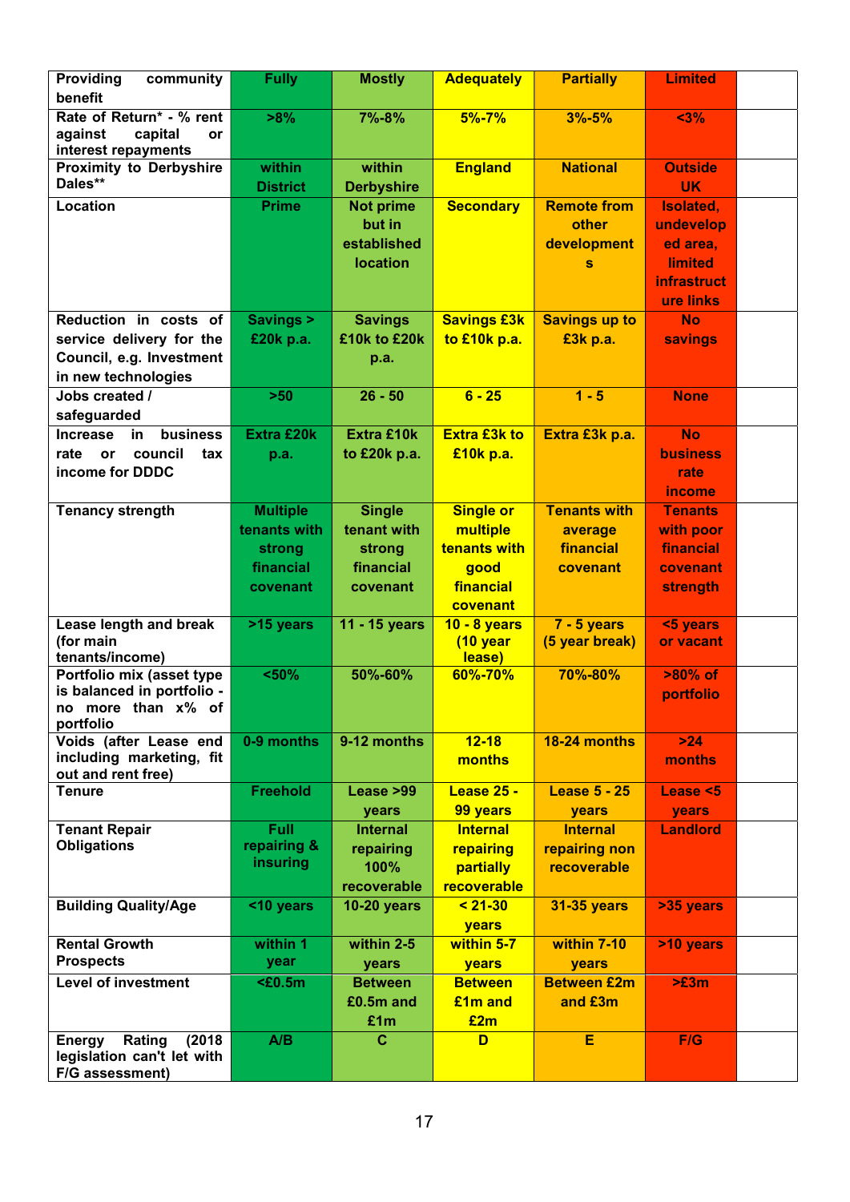| Providing community benefit | Fully | Mostly | Adequately | Partially | Limited | |
|---|---|---|---|---|---|---|
| Rate of Return* - % rent against capital or interest repayments | >8% | 7%-8% | 5%-7% | 3%-5% | <3% | |
| Proximity to Derbyshire Dales** | within District | within Derbyshire | England | National | Outside UK | |
| Location | Prime | Not prime but in established location | Secondary | Remote from other developments | Isolated, undeveloped area, limited infrastructure links | |
| Reduction in costs of service delivery for the Council, e.g. Investment in new technologies | Savings > £20k p.a. | Savings £10k to £20k p.a. | Savings £3k to £10k p.a. | Savings up to £3k p.a. | No savings | |
| Jobs created / safeguarded | >50 | 26 - 50 | 6 - 25 | 1 - 5 | None | |
| Increase in business rate or council tax income for DDDC | Extra £20k p.a. | Extra £10k to £20k p.a. | Extra £3k to £10k p.a. | Extra £3k p.a. | No business rate income | |
| Tenancy strength | Multiple tenants with strong financial covenant | Single tenant with strong financial covenant | Single or multiple tenants with good financial covenant | Tenants with average financial covenant | Tenants with poor financial covenant strength | |
| Lease length and break (for main tenants/income) | >15 years | 11 - 15 years | 10 - 8 years (10 year lease) | 7 - 5 years (5 year break) | <5 years or vacant | |
| Portfolio mix (asset type is balanced in portfolio - no more than x% of portfolio | <50% | 50%-60% | 60%-70% | 70%-80% | >80% of portfolio | |
| Voids (after Lease end including marketing, fit out and rent free) | 0-9 months | 9-12 months | 12-18 months | 18-24 months | >24 months | |
| Tenure | Freehold | Lease >99 years | Lease 25 - 99 years | Lease 5 - 25 years | Lease <5 years | |
| Tenant Repair Obligations | Full repairing & insuring | Internal repairing 100% recoverable | Internal repairing partially recoverable | Internal repairing non recoverable | Landlord | |
| Building Quality/Age | <10 years | 10-20 years | < 21-30 years | 31-35 years | >35 years | |
| Rental Growth Prospects | within 1 year | within 2-5 years | within 5-7 years | within 7-10 years | >10 years | |
| Level of investment | <£0.5m | Between £0.5m and £1m | Between £1m and £2m | Between £2m and £3m | >£3m | |
| Energy Rating (2018 legislation can't let with F/G assessment) | A/B | C | D | E | F/G | |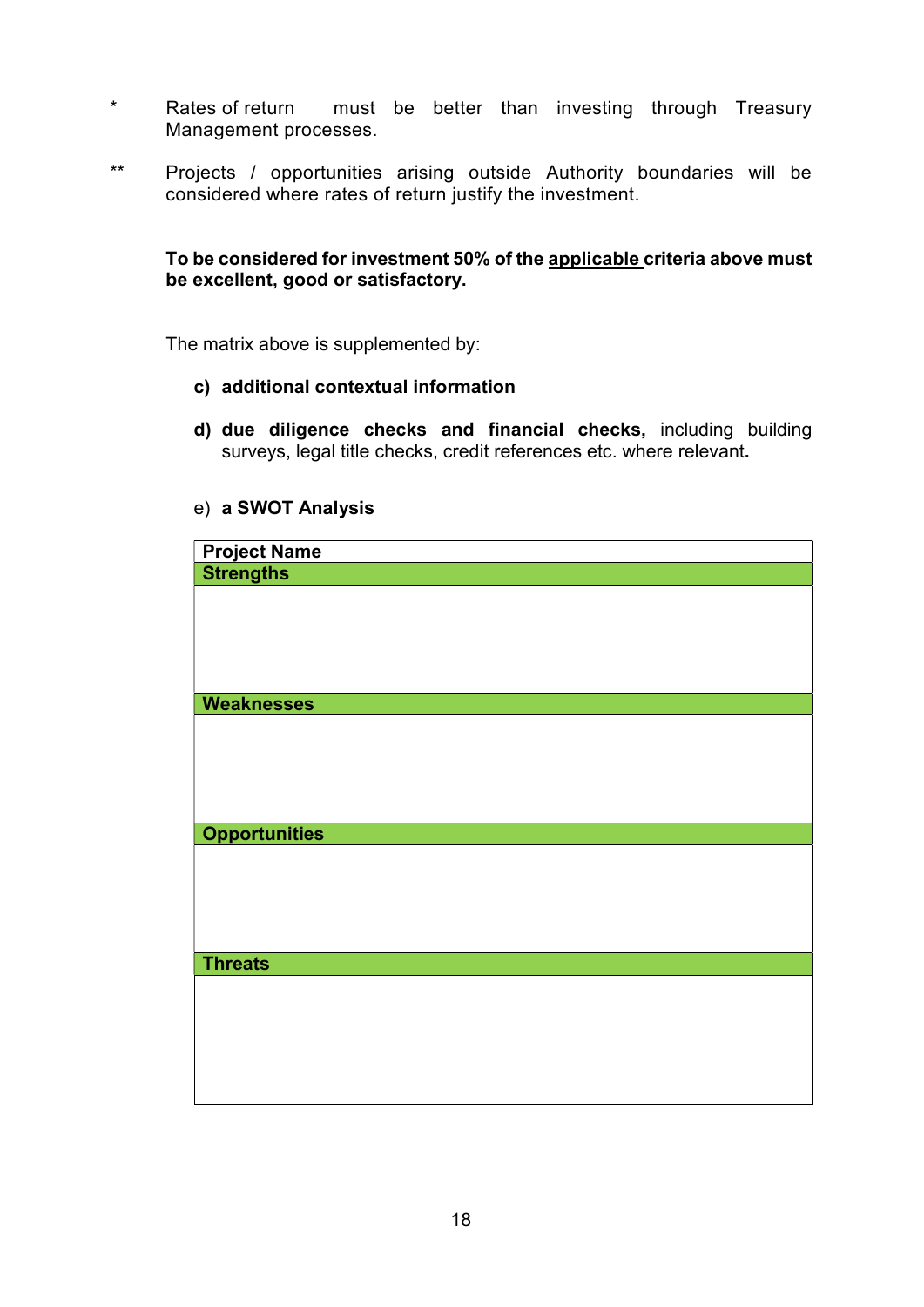\* Rates of return must be better than investing through Treasury Management processes.

\*\* Projects / opportunities arising outside Authority boundaries will be considered where rates of return justify the investment.

**To be considered for investment 50% of the <u>applicable</u> criteria above must be excellent, good or satisfactory.**

The matrix above is supplemented by:

c) **additional contextual information**

d) **due diligence checks and financial checks,** including building surveys, legal title checks, credit references etc. where relevant**.**

e) **a SWOT Analysis**

| **Project Name** |
|---|
| **Strengths** |
| |
| **Weaknesses** |
| |
| **Opportunities** |
| |
| **Threats** |
| |